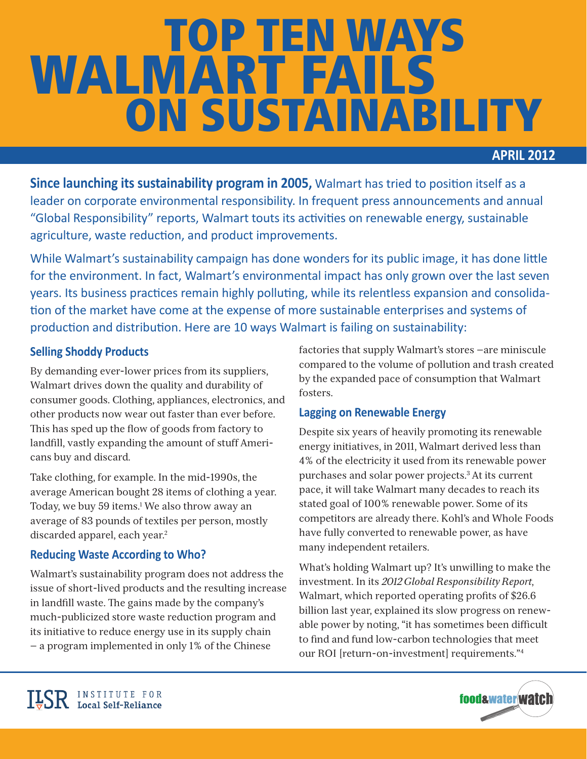# TOP TEN WAYS WALMART FAILS ON SUSTAINABILITY

**APRIL 2012**

**Since launching its sustainability program in 2005,** Walmart has tried to position itself as a leader on corporate environmental responsibility. In frequent press announcements and annual "Global Responsibility" reports, Walmart touts its activities on renewable energy, sustainable agriculture, waste reduction, and product improvements.

While Walmart's sustainability campaign has done wonders for its public image, it has done little for the environment. In fact, Walmart's environmental impact has only grown over the last seven years. Its business practices remain highly polluting, while its relentless expansion and consolidation of the market have come at the expense of more sustainable enterprises and systems of production and distribution. Here are 10 ways Walmart is failing on sustainability:

### Selling Shoddy Products

By demanding ever-lower prices from its suppliers, Walmart drives down the quality and durability of consumer goods. Clothing, appliances, electronics, and other products now wear out faster than ever before. This has sped up the flow of goods from factory to landfill, vastly expanding the amount of stuff Americans buy and discard.

Take clothing, for example. In the mid-1990s, the average American bought 28 items of clothing a year. Today, we buy 59 items.[1] We also throw away an average of 83 pounds of textiles per person, mostly discarded apparel, each year.[2]

### Reducing Waste According to Who?

Walmart's sustainability program does not address the issue of short-lived products and the resulting increase in landfill waste. The gains made by the company's much-publicized store waste reduction program and its initiative to reduce energy use in its supply chain – a program implemented in only 1% of the Chinese factories that supply Walmart's stores –are miniscule compared to the volume of pollution and trash created by the expanded pace of consumption that Walmart fosters.

### Lagging on Renewable Energy

Despite six years of heavily promoting its renewable energy initiatives, in 2011, Walmart derived less than 4% of the electricity it used from its renewable power purchases and solar power projects.[3] At its current pace, it will take Walmart many decades to reach its stated goal of 100% renewable power. Some of its competitors are already there. Kohl's and Whole Foods have fully converted to renewable power, as have many independent retailers.

What's holding Walmart up? It's unwilling to make the investment. In its *2012 Global Responsibility Report*, Walmart, which reported operating profits of $26.6 billion last year, explained its slow progress on renewable power by noting, "it has sometimes been difficult to find and fund low-carbon technologies that meet our ROI [return-on-investment] requirements."[4]

ILSR Institute for Local Self-Reliance

food&water watch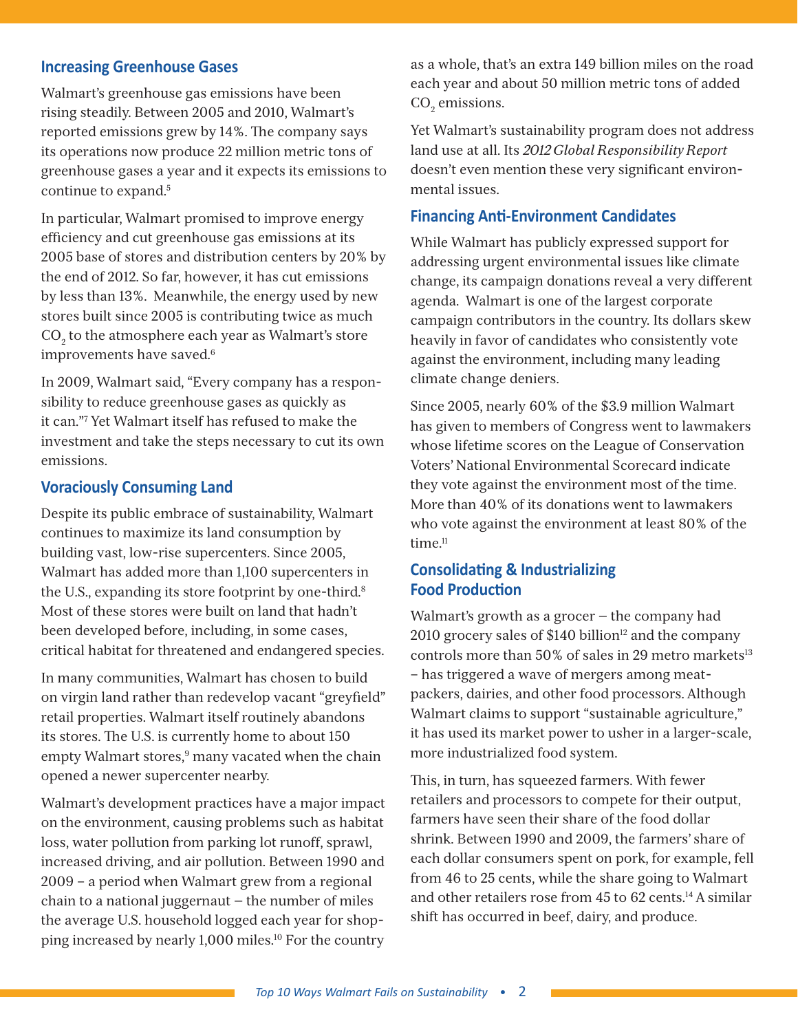## Increasing Greenhouse Gases

Walmart's greenhouse gas emissions have been rising steadily. Between 2005 and 2010, Walmart's reported emissions grew by 14%. The company says its operations now produce 22 million metric tons of greenhouse gases a year and it expects its emissions to continue to expand.[5]

In particular, Walmart promised to improve energy efficiency and cut greenhouse gas emissions at its 2005 base of stores and distribution centers by 20% by the end of 2012. So far, however, it has cut emissions by less than 13%. Meanwhile, the energy used by new stores built since 2005 is contributing twice as much $CO_2$ to the atmosphere each year as Walmart's store improvements have saved.[6]

In 2009, Walmart said, "Every company has a responsibility to reduce greenhouse gases as quickly as it can."[7] Yet Walmart itself has refused to make the investment and take the steps necessary to cut its own emissions.

## Voraciously Consuming Land

Despite its public embrace of sustainability, Walmart continues to maximize its land consumption by building vast, low-rise supercenters. Since 2005, Walmart has added more than 1,100 supercenters in the U.S., expanding its store footprint by one-third.[8] Most of these stores were built on land that hadn't been developed before, including, in some cases, critical habitat for threatened and endangered species.

In many communities, Walmart has chosen to build on virgin land rather than redevelop vacant "greyfield" retail properties. Walmart itself routinely abandons its stores. The U.S. is currently home to about 150 empty Walmart stores,[9] many vacated when the chain opened a newer supercenter nearby.

Walmart's development practices have a major impact on the environment, causing problems such as habitat loss, water pollution from parking lot runoff, sprawl, increased driving, and air pollution. Between 1990 and 2009 – a period when Walmart grew from a regional chain to a national juggernaut – the number of miles the average U.S. household logged each year for shopping increased by nearly 1,000 miles.[10] For the country as a whole, that's an extra 149 billion miles on the road each year and about 50 million metric tons of added $CO_2$ emissions.

Yet Walmart's sustainability program does not address land use at all. Its *2012 Global Responsibility Report* doesn't even mention these very significant environmental issues.

## Financing Anti-Environment Candidates

While Walmart has publicly expressed support for addressing urgent environmental issues like climate change, its campaign donations reveal a very different agenda. Walmart is one of the largest corporate campaign contributors in the country. Its dollars skew heavily in favor of candidates who consistently vote against the environment, including many leading climate change deniers.

Since 2005, nearly 60% of the $3.9 million Walmart has given to members of Congress went to lawmakers whose lifetime scores on the League of Conservation Voters' National Environmental Scorecard indicate they vote against the environment most of the time. More than 40% of its donations went to lawmakers who vote against the environment at least 80% of the time.[11]

## Consolidating & Industrializing Food Production

Walmart's growth as a grocer – the company had 2010 grocery sales of $140 billion[12] and the company controls more than 50% of sales in 29 metro markets[13] – has triggered a wave of mergers among meatpackers, dairies, and other food processors. Although Walmart claims to support "sustainable agriculture," it has used its market power to usher in a larger-scale, more industrialized food system.

This, in turn, has squeezed farmers. With fewer retailers and processors to compete for their output, farmers have seen their share of the food dollar shrink. Between 1990 and 2009, the farmers' share of each dollar consumers spent on pork, for example, fell from 46 to 25 cents, while the share going to Walmart and other retailers rose from 45 to 62 cents.[14] A similar shift has occurred in beef, dairy, and produce.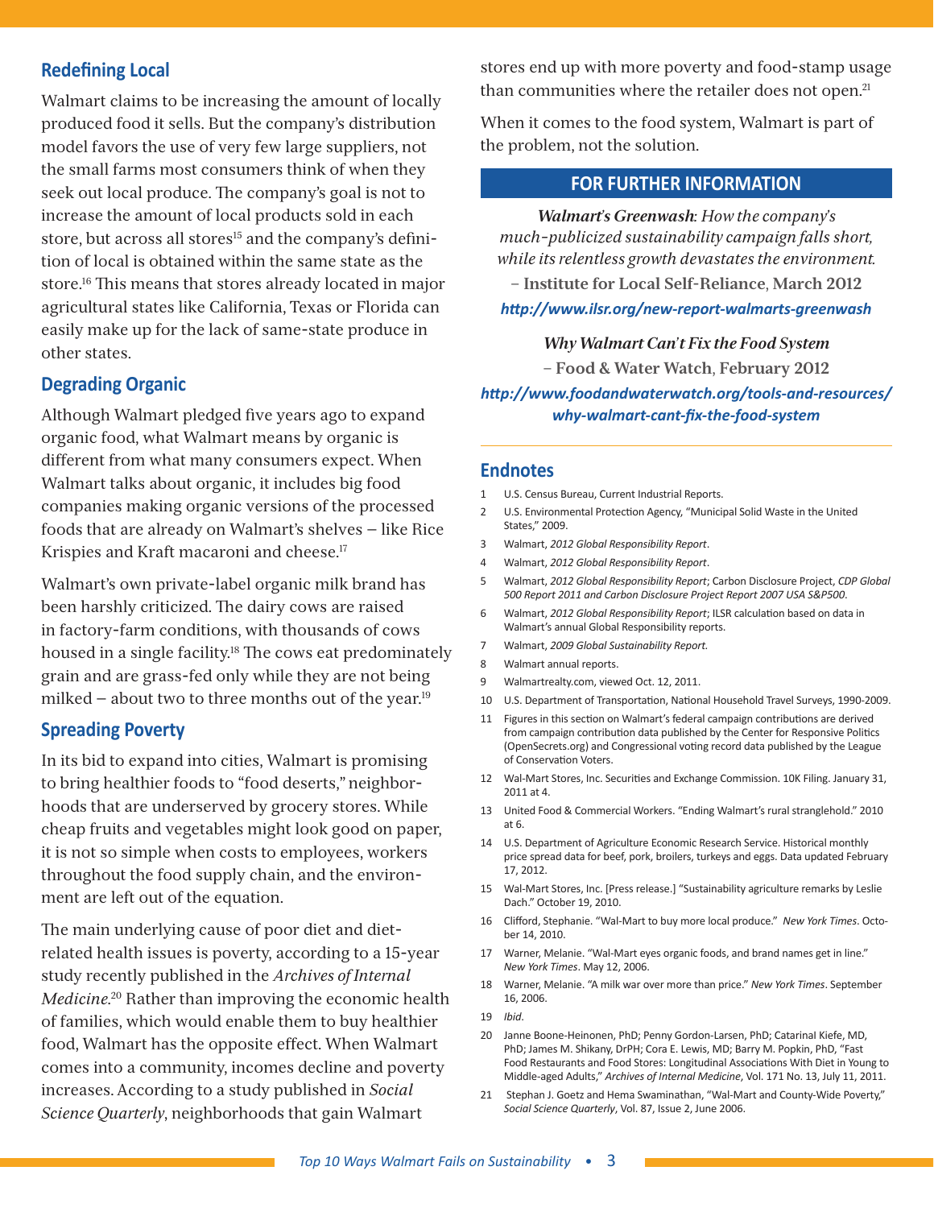## Redefining Local

Walmart claims to be increasing the amount of locally produced food it sells. But the company's distribution model favors the use of very few large suppliers, not the small farms most consumers think of when they seek out local produce. The company's goal is not to increase the amount of local products sold in each store, but across all stores[15] and the company's definition of local is obtained within the same state as the store.[16] This means that stores already located in major agricultural states like California, Texas or Florida can easily make up for the lack of same-state produce in other states.

## Degrading Organic

Although Walmart pledged five years ago to expand organic food, what Walmart means by organic is different from what many consumers expect. When Walmart talks about organic, it includes big food companies making organic versions of the processed foods that are already on Walmart's shelves – like Rice Krispies and Kraft macaroni and cheese.[17]

Walmart's own private-label organic milk brand has been harshly criticized. The dairy cows are raised in factory-farm conditions, with thousands of cows housed in a single facility.[18] The cows eat predominately grain and are grass-fed only while they are not being milked – about two to three months out of the year.[19]

## Spreading Poverty

In its bid to expand into cities, Walmart is promising to bring healthier foods to "food deserts," neighborhoods that are underserved by grocery stores. While cheap fruits and vegetables might look good on paper, it is not so simple when costs to employees, workers throughout the food supply chain, and the environment are left out of the equation.

The main underlying cause of poor diet and diet-related health issues is poverty, according to a 15-year study recently published in the *Archives of Internal Medicine*.[20] Rather than improving the economic health of families, which would enable them to buy healthier food, Walmart has the opposite effect. When Walmart comes into a community, incomes decline and poverty increases. According to a study published in *Social Science Quarterly*, neighborhoods that gain Walmart stores end up with more poverty and food-stamp usage than communities where the retailer does not open.[21]

When it comes to the food system, Walmart is part of the problem, not the solution.

## FOR FURTHER INFORMATION

***Walmart's Greenwash****: How the company's much-publicized sustainability campaign falls short, while its relentless growth devastates the environment.*

**– Institute for Local Self-Reliance, March 2012**

***http://www.ilsr.org/new-report-walmarts-greenwash***

***Why Walmart Can't Fix the Food System***

**– Food & Water Watch, February 2012**

***http://www.foodandwaterwatch.org/tools-and-resources/why-walmart-cant-fix-the-food-system***

## Endnotes

1. U.S. Census Bureau, Current Industrial Reports.
2. U.S. Environmental Protection Agency, "Municipal Solid Waste in the United States," 2009.
3. Walmart, *2012 Global Responsibility Report*.
4. Walmart, *2012 Global Responsibility Report*.
5. Walmart, *2012 Global Responsibility Report*; Carbon Disclosure Project, *CDP Global 500 Report 2011 and Carbon Disclosure Project Report 2007 USA S&P500*.
6. Walmart, *2012 Global Responsibility Report*; ILSR calculation based on data in Walmart's annual Global Responsibility reports.
7. Walmart, *2009 Global Sustainability Report.*
8. Walmart annual reports.
9. Walmartrealty.com, viewed Oct. 12, 2011.
10. U.S. Department of Transportation, National Household Travel Surveys, 1990-2009.
11. Figures in this section on Walmart's federal campaign contributions are derived from campaign contribution data published by the Center for Responsive Politics (OpenSecrets.org) and Congressional voting record data published by the League of Conservation Voters.
12. Wal-Mart Stores, Inc. Securities and Exchange Commission. 10K Filing. January 31, 2011 at 4.
13. United Food & Commercial Workers. "Ending Walmart's rural stranglehold." 2010 at 6.
14. U.S. Department of Agriculture Economic Research Service. Historical monthly price spread data for beef, pork, broilers, turkeys and eggs. Data updated February 17, 2012.
15. Wal-Mart Stores, Inc. [Press release.] "Sustainability agriculture remarks by Leslie Dach." October 19, 2010.
16. Clifford, Stephanie. "Wal-Mart to buy more local produce." *New York Times*. October 14, 2010.
17. Warner, Melanie. "Wal-Mart eyes organic foods, and brand names get in line." *New York Times*. May 12, 2006.
18. Warner, Melanie. "A milk war over more than price." *New York Times*. September 16, 2006.
19. *Ibid*.
20. Janne Boone-Heinonen, PhD; Penny Gordon-Larsen, PhD; Catarinal Kiefe, MD, PhD; James M. Shikany, DrPH; Cora E. Lewis, MD; Barry M. Popkin, PhD, "Fast Food Restaurants and Food Stores: Longitudinal Associations With Diet in Young to Middle-aged Adults," *Archives of Internal Medicine*, Vol. 171 No. 13, July 11, 2011.
21. Stephan J. Goetz and Hema Swaminathan, "Wal-Mart and County-Wide Poverty," *Social Science Quarterly*, Vol. 87, Issue 2, June 2006.